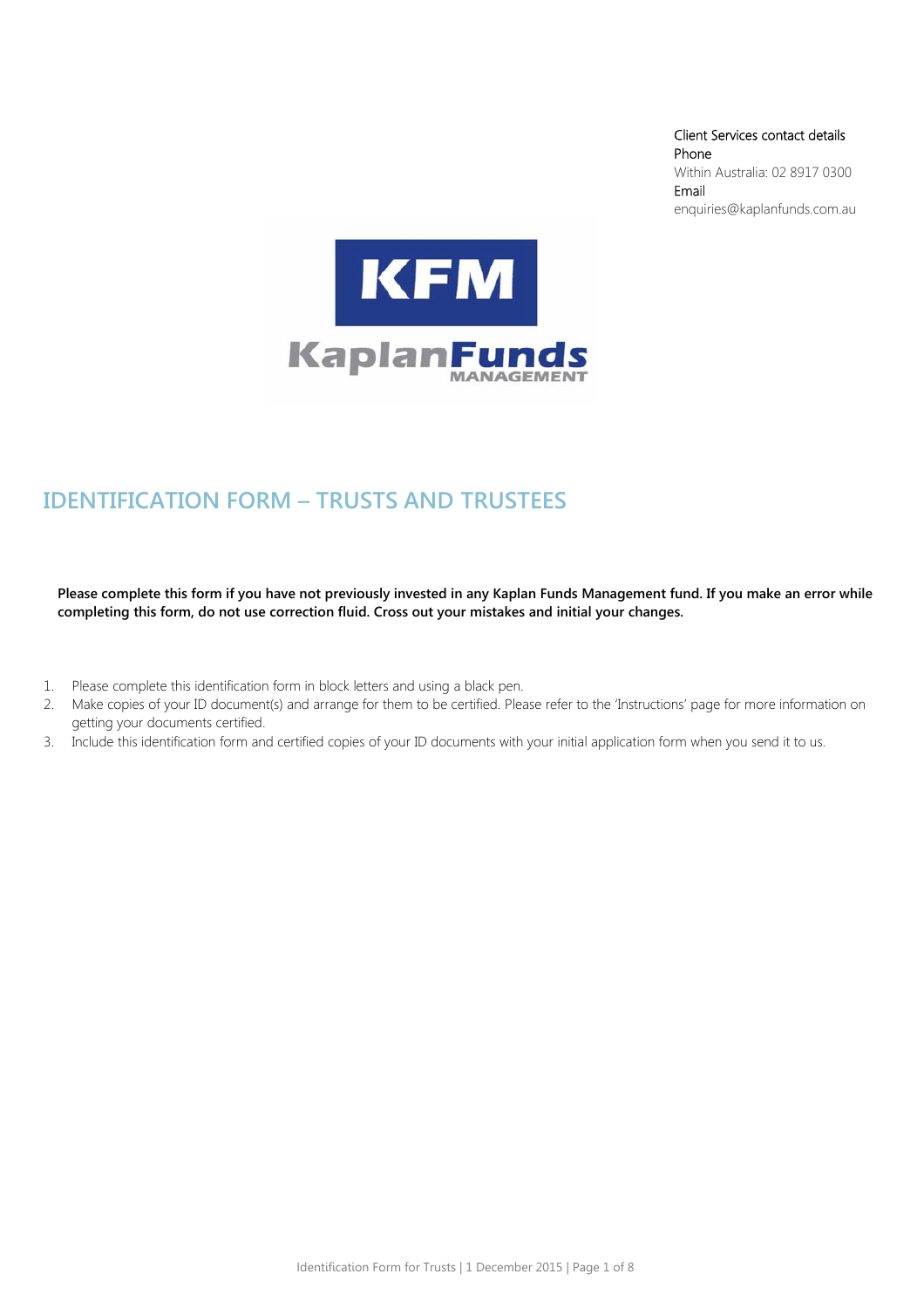Client Services contact details
Phone
Within Australia: 02 8917 0300
Email
enquiries@kaplanfunds.com.au

KFM
KaplanFunds MANAGEMENT

# IDENTIFICATION FORM – TRUSTS AND TRUSTEES

**Please complete this form if you have not previously invested in any Kaplan Funds Management fund. If you make an error while completing this form, do not use correction fluid. Cross out your mistakes and initial your changes.**

1. Please complete this identification form in block letters and using a black pen.
2. Make copies of your ID document(s) and arrange for them to be certified. Please refer to the 'Instructions' page for more information on getting your documents certified.
3. Include this identification form and certified copies of your ID documents with your initial application form when you send it to us.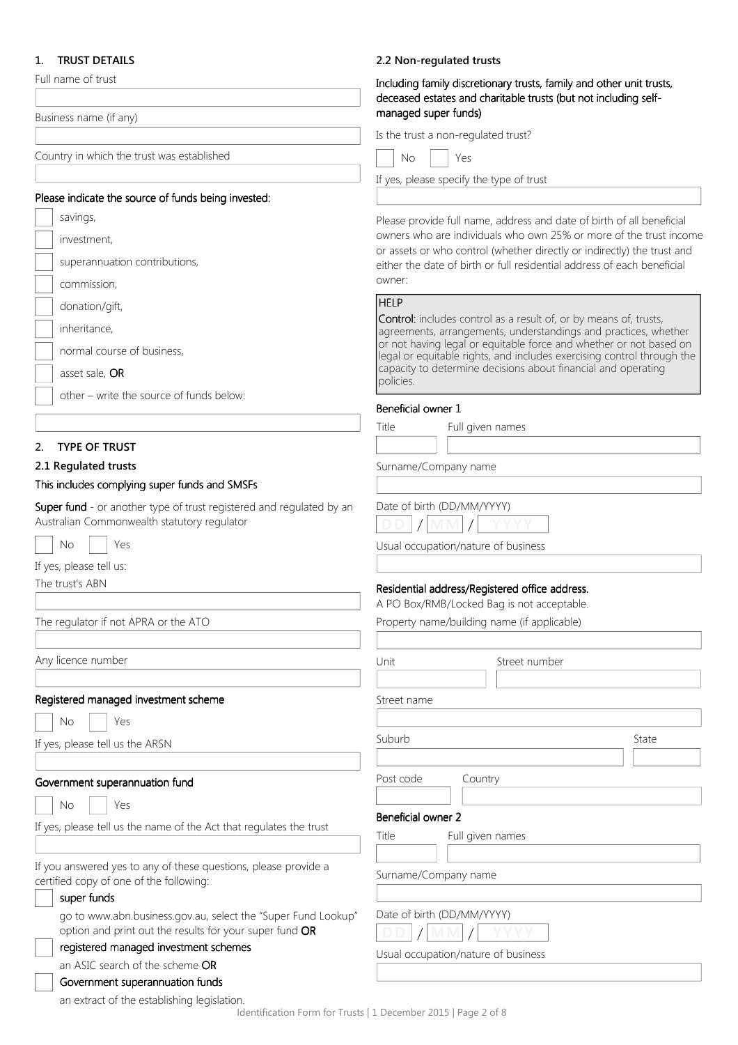## 1. TRUST DETAILS

Full name of trust

Business name (if any)

Country in which the trust was established

Please indicate the source of funds being invested:

- ☐ savings,
- ☐ investment,
- ☐ superannuation contributions,
- ☐ commission,
- ☐ donation/gift,
- ☐ inheritance,
- ☐ normal course of business,
- ☐ asset sale, **OR**
- ☐ other – write the source of funds below:

## 2. TYPE OF TRUST

### 2.1 Regulated trusts

This includes complying super funds and SMSFs

**Super fund** - or another type of trust registered and regulated by an Australian Commonwealth statutory regulator

☐ No ☐ Yes

If yes, please tell us:

The trust's ABN

The regulator if not APRA or the ATO

Any licence number

Registered managed investment scheme

☐ No ☐ Yes

If yes, please tell us the ARSN

Government superannuation fund

☐ No ☐ Yes

If yes, please tell us the name of the Act that regulates the trust

If you answered yes to any of these questions, please provide a certified copy of one of the following:

- ☐ super funds

  go to www.abn.business.gov.au, select the "Super Fund Lookup" option and print out the results for your super fund **OR**
- ☐ registered managed investment schemes

  an ASIC search of the scheme **OR**
- ☐ Government superannuation funds

  an extract of the establishing legislation.

### 2.2 Non-regulated trusts

Including family discretionary trusts, family and other unit trusts, deceased estates and charitable trusts (but not including self-managed super funds)

Is the trust a non-regulated trust?

☐ No ☐ Yes

If yes, please specify the type of trust

Please provide full name, address and date of birth of all beneficial owners who are individuals who own 25% or more of the trust income or assets or who control (whether directly or indirectly) the trust and either the date of birth or full residential address of each beneficial owner:

> HELP
>
> **Control**: includes control as a result of, or by means of, trusts, agreements, arrangements, understandings and practices, whether or not having legal or equitable force and whether or not based on legal or equitable rights, and includes exercising control through the capacity to determine decisions about financial and operating policies.

Beneficial owner 1

Title | Full given names

Surname/Company name

Date of birth (DD/MM/YYYY)

DD / MM / YYYY

Usual occupation/nature of business

Residential address/Registered office address.

A PO Box/RMB/Locked Bag is not acceptable.

Property name/building name (if applicable)

Unit | Street number

Street name

Suburb | State

Post code | Country

Beneficial owner 2

Title | Full given names

Surname/Company name

Date of birth (DD/MM/YYYY)

DD / MM / YYYY

Usual occupation/nature of business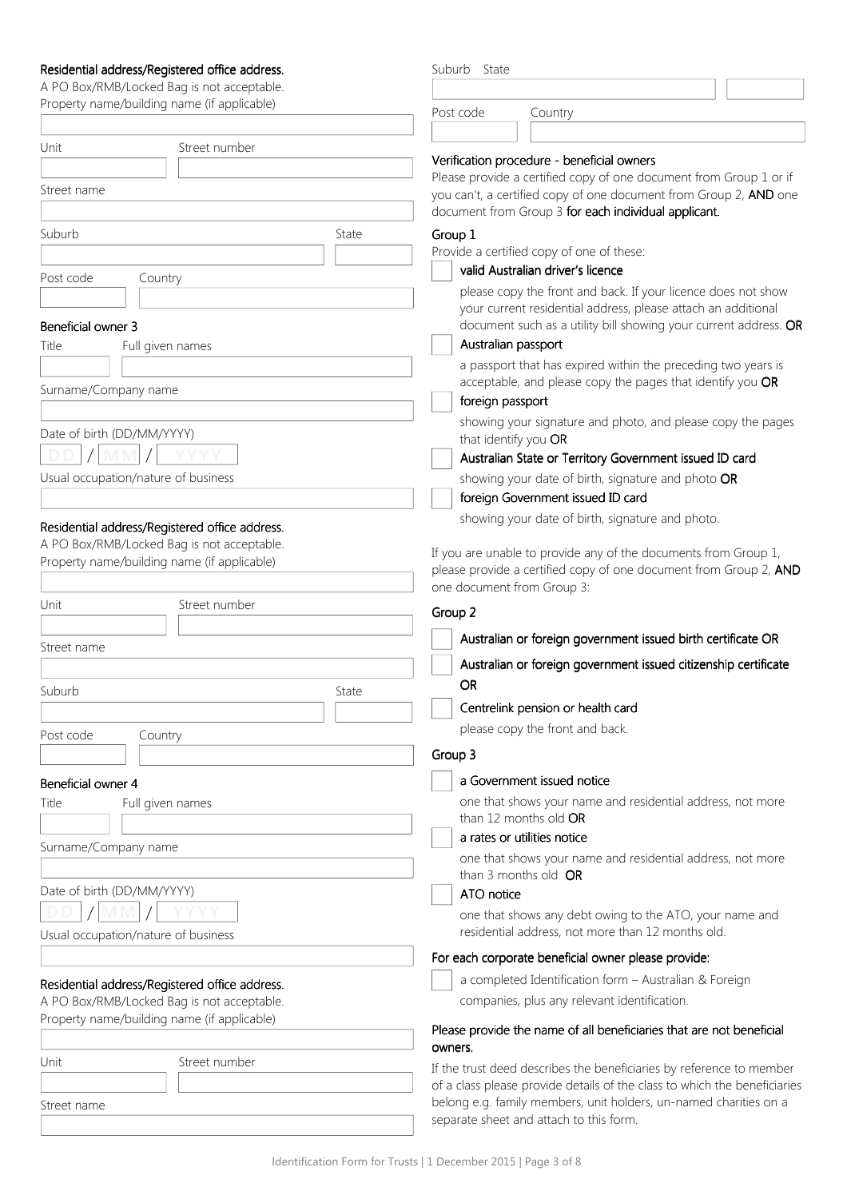**Residential address/Registered office address.**

A PO Box/RMB/Locked Bag is not acceptable.

Property name/building name (if applicable)

Unit

Street number

Street name

Suburb

State

Post code

Country

**Beneficial owner 3**

Title

Full given names

Surname/Company name

Date of birth (DD/MM/YYYY)

DD / MM / YYYY

Usual occupation/nature of business

**Residential address/Registered office address.**

A PO Box/RMB/Locked Bag is not acceptable.

Property name/building name (if applicable)

Unit

Street number

Street name

Suburb

State

Post code

Country

**Beneficial owner 4**

Title

Full given names

Surname/Company name

Date of birth (DD/MM/YYYY)

DD / MM / YYYY

Usual occupation/nature of business

**Residential address/Registered office address.**

A PO Box/RMB/Locked Bag is not acceptable.

Property name/building name (if applicable)

Unit

Street number

Street name

Suburb

State

Post code

Country

**Verification procedure - beneficial owners**

Please provide a certified copy of one document from Group 1 or if you can't, a certified copy of one document from Group 2, **AND** one document from Group 3 **for each individual applicant.**

**Group 1**

Provide a certified copy of one of these:

- ☐ **valid Australian driver's licence**

  please copy the front and back. If your licence does not show your current residential address, please attach an additional document such as a utility bill showing your current address. **OR**

- ☐ **Australian passport**

  a passport that has expired within the preceding two years is acceptable, and please copy the pages that identify you **OR**

- ☐ **foreign passport**

  showing your signature and photo, and please copy the pages that identify you **OR**

- ☐ **Australian State or Territory Government issued ID card**

  showing your date of birth, signature and photo **OR**

- ☐ **foreign Government issued ID card**

  showing your date of birth, signature and photo.

If you are unable to provide any of the documents from Group 1, please provide a certified copy of one document from Group 2, **AND** one document from Group 3:

**Group 2**

- ☐ **Australian or foreign government issued birth certificate OR**
- ☐ **Australian or foreign government issued citizenship certificate OR**
- ☐ **Centrelink pension or health card**

  please copy the front and back.

**Group 3**

- ☐ **a Government issued notice**

  one that shows your name and residential address, not more than 12 months old **OR**

- ☐ **a rates or utilities notice**

  one that shows your name and residential address, not more than 3 months old **OR**

- ☐ **ATO notice**

  one that shows any debt owing to the ATO, your name and residential address, not more than 12 months old.

**For each corporate beneficial owner please provide:**

- ☐ a completed Identification form – Australian & Foreign companies, plus any relevant identification.

**Please provide the name of all beneficiaries that are not beneficial owners.**

If the trust deed describes the beneficiaries by reference to member of a class please provide details of the class to which the beneficiaries belong e.g. family members, unit holders, un-named charities on a separate sheet and attach to this form.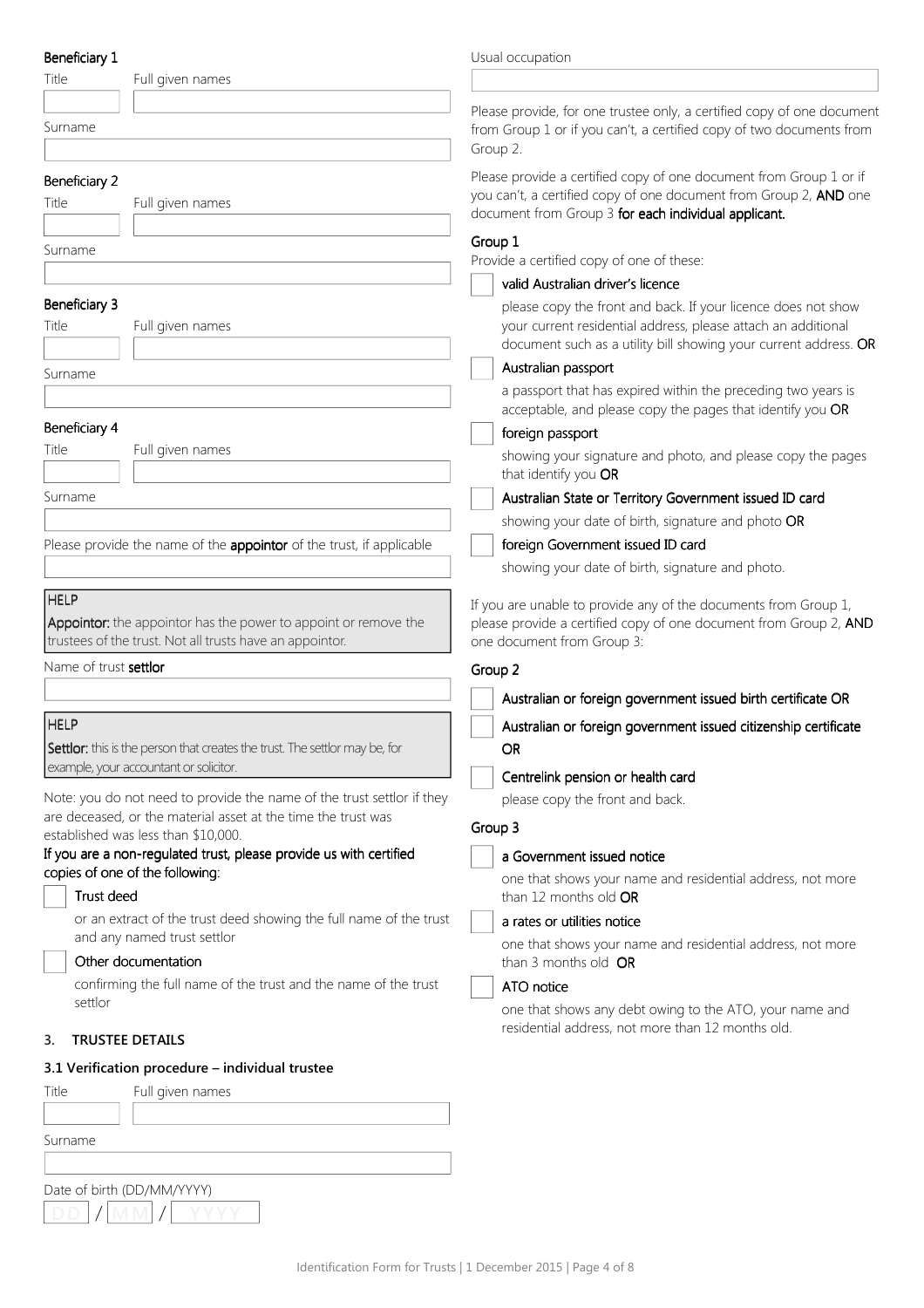**Beneficiary 1**

Title | Full given names

Surname

**Beneficiary 2**

Title | Full given names

Surname

**Beneficiary 3**

Title | Full given names

Surname

**Beneficiary 4**

Title | Full given names

Surname

Please provide the name of the **appointor** of the trust, if applicable

> **HELP**
>
> **Appointor:** the appointor has the power to appoint or remove the trustees of the trust. Not all trusts have an appointor.

Name of trust **settlor**

> **HELP**
>
> **Settlor:** this is the person that creates the trust. The settlor may be, for example, your accountant or solicitor.

Note: you do not need to provide the name of the trust settlor if they are deceased, or the material asset at the time the trust was established was less than $10,000.

**If you are a non-regulated trust, please provide us with certified copies of one of the following:**

- ☐ **Trust deed**

  or an extract of the trust deed showing the full name of the trust and any named trust settlor

- ☐ **Other documentation**

  confirming the full name of the trust and the name of the trust settlor

## 3. TRUSTEE DETAILS

### 3.1 Verification procedure – individual trustee

Title | Full given names

Surname

Date of birth (DD/MM/YYYY)

DD / MM / YYYY

Usual occupation

Please provide, for one trustee only, a certified copy of one document from Group 1 or if you can't, a certified copy of two documents from Group 2.

Please provide a certified copy of one document from Group 1 or if you can't, a certified copy of one document from Group 2, **AND** one document from Group 3 **for each individual applicant.**

**Group 1**

Provide a certified copy of one of these:

- ☐ **valid Australian driver's licence**

  please copy the front and back. If your licence does not show your current residential address, please attach an additional document such as a utility bill showing your current address. **OR**

- ☐ **Australian passport**

  a passport that has expired within the preceding two years is acceptable, and please copy the pages that identify you **OR**

- ☐ **foreign passport**

  showing your signature and photo, and please copy the pages that identify you **OR**

- ☐ **Australian State or Territory Government issued ID card**

  showing your date of birth, signature and photo **OR**

- ☐ **foreign Government issued ID card**

  showing your date of birth, signature and photo.

If you are unable to provide any of the documents from Group 1, please provide a certified copy of one document from Group 2, **AND** one document from Group 3:

**Group 2**

- ☐ **Australian or foreign government issued birth certificate OR**
- ☐ **Australian or foreign government issued citizenship certificate OR**
- ☐ **Centrelink pension or health card**

  please copy the front and back.

**Group 3**

- ☐ **a Government issued notice**

  one that shows your name and residential address, not more than 12 months old **OR**

- ☐ **a rates or utilities notice**

  one that shows your name and residential address, not more than 3 months old **OR**

- ☐ **ATO notice**

  one that shows any debt owing to the ATO, your name and residential address, not more than 12 months old.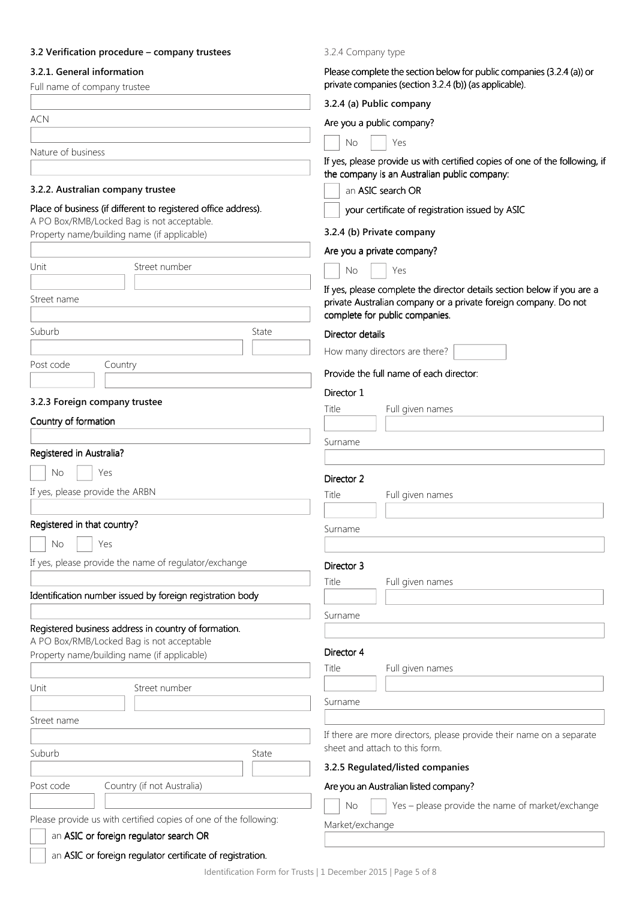### 3.2 Verification procedure – company trustees

#### 3.2.1. General information

Full name of company trustee

ACN

Nature of business

#### 3.2.2. Australian company trustee

Place of business (if different to registered office address).
A PO Box/RMB/Locked Bag is not acceptable.

Property name/building name (if applicable)

Unit

Street number

Street name

Suburb

State

Post code

Country

#### 3.2.3 Foreign company trustee

Country of formation

Registered in Australia?

☐ No ☐ Yes

If yes, please provide the ARBN

Registered in that country?

☐ No ☐ Yes

If yes, please provide the name of regulator/exchange

Identification number issued by foreign registration body

Registered business address in country of formation.
A PO Box/RMB/Locked Bag is not acceptable

Property name/building name (if applicable)

Unit

Street number

Street name

Suburb

State

Post code

Country (if not Australia)

Please provide us with certified copies of one of the following:

☐ an **ASIC or foreign regulator search OR**

☐ an **ASIC or foreign regulator certificate of registration.**

3.2.4 Company type

Please complete the section below for public companies (3.2.4 (a)) or private companies (section 3.2.4 (b)) (as applicable).

#### 3.2.4 (a) Public company

Are you a public company?

☐ No ☐ Yes

If yes, please provide us with certified copies of one of the following, if the company is an Australian public company:

☐ an ASIC search OR

☐ your certificate of registration issued by ASIC

#### 3.2.4 (b) Private company

Are you a private company?

☐ No ☐ Yes

If yes, please complete the director details section below if you are a private Australian company or a private foreign company. Do not complete for public companies.

Director details

How many directors are there?

Provide the full name of each director:

Director 1

Title

Full given names

Surname

Director 2

Title

Full given names

Surname

Director 3

Title

Full given names

Surname

Director 4

Title

Full given names

Surname

If there are more directors, please provide their name on a separate sheet and attach to this form.

#### 3.2.5 Regulated/listed companies

Are you an Australian listed company?

☐ No ☐ Yes – please provide the name of market/exchange

Market/exchange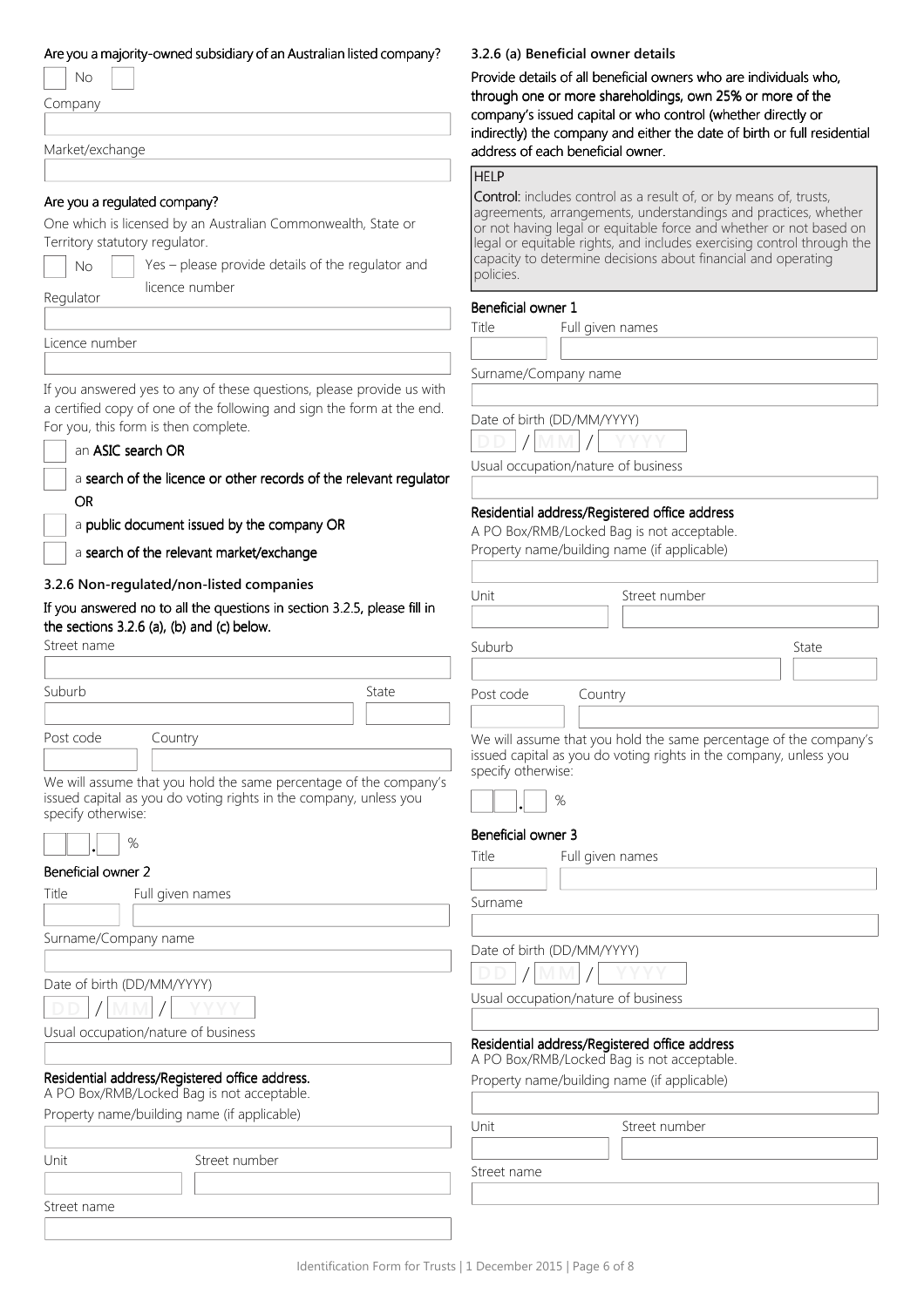Are you a majority-owned subsidiary of an Australian listed company?

☐ No ☐

Company

Market/exchange

Are you a regulated company?

One which is licensed by an Australian Commonwealth, State or Territory statutory regulator.

☐ No ☐ Yes – please provide details of the regulator and licence number

Regulator

Licence number

If you answered yes to any of these questions, please provide us with a certified copy of one of the following and sign the form at the end. For you, this form is then complete.

☐ an **ASIC search OR**

☐ a **search of the licence or other records of the relevant regulator OR**

☐ a **public document issued by the company OR**

☐ a **search of the relevant market/exchange**

### 3.2.6 Non-regulated/non-listed companies

If you answered no to all the questions in section 3.2.5, please fill in the sections 3.2.6 (a), (b) and (c) below.

Street name

Suburb | State

Post code | Country

We will assume that you hold the same percentage of the company's issued capital as you do voting rights in the company, unless you specify otherwise:

\_ \_ . \_ %

#### Beneficial owner 2

Title | Full given names

Surname/Company name

Date of birth (DD/MM/YYYY)

DD / MM / YYYY

Usual occupation/nature of business

Residential address/Registered office address.
A PO Box/RMB/Locked Bag is not acceptable.

Property name/building name (if applicable)

Unit | Street number

Street name

### 3.2.6 (a) Beneficial owner details

Provide details of all beneficial owners who are individuals who, through one or more shareholdings, own 25% or more of the company's issued capital or who control (whether directly or indirectly) the company and either the date of birth or full residential address of each beneficial owner.

> **HELP**
>
> **Control:** includes control as a result of, or by means of, trusts, agreements, arrangements, understandings and practices, whether or not having legal or equitable force and whether or not based on legal or equitable rights, and includes exercising control through the capacity to determine decisions about financial and operating policies.

#### Beneficial owner 1

Title | Full given names

Surname/Company name

Date of birth (DD/MM/YYYY)

DD / MM / YYYY

Usual occupation/nature of business

Residential address/Registered office address

A PO Box/RMB/Locked Bag is not acceptable.

Property name/building name (if applicable)

Unit | Street number

Suburb | State

Post code | Country

We will assume that you hold the same percentage of the company's issued capital as you do voting rights in the company, unless you specify otherwise:

\_ \_ . \_ %

#### Beneficial owner 3

Title | Full given names

Surname

Date of birth (DD/MM/YYYY)

DD / MM / YYYY

Usual occupation/nature of business

Residential address/Registered office address
A PO Box/RMB/Locked Bag is not acceptable.

Property name/building name (if applicable)

Unit | Street number

Street name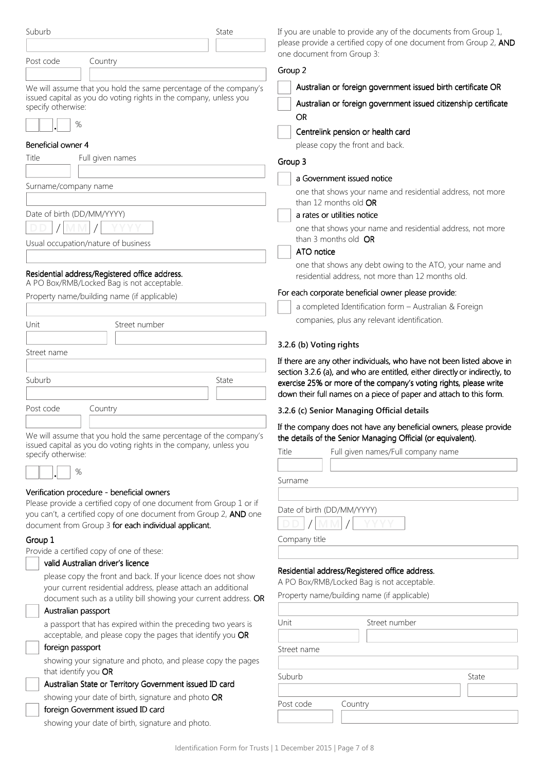Suburb

State

Post code

Country

We will assume that you hold the same percentage of the company's issued capital as you do voting rights in the company, unless you specify otherwise:

. %

**Beneficial owner 4**

Title

Full given names

Surname/company name

Date of birth (DD/MM/YYYY)

DD / MM / YYYY

Usual occupation/nature of business

**Residential address/Registered office address.**
A PO Box/RMB/Locked Bag is not acceptable.

Property name/building name (if applicable)

Unit

Street number

Street name

Suburb

State

Post code

Country

We will assume that you hold the same percentage of the company's issued capital as you do voting rights in the company, unless you specify otherwise:

. %

**Verification procedure - beneficial owners**

Please provide a certified copy of one document from Group 1 or if you can't, a certified copy of one document from Group 2, **AND** one document from Group 3 **for each individual applicant.**

**Group 1**

Provide a certified copy of one of these:

- [ ] valid Australian driver's licence

  please copy the front and back. If your licence does not show your current residential address, please attach an additional document such as a utility bill showing your current address. **OR**

- [ ] Australian passport

  a passport that has expired within the preceding two years is acceptable, and please copy the pages that identify you **OR**

- [ ] foreign passport

  showing your signature and photo, and please copy the pages that identify you **OR**

- [ ] Australian State or Territory Government issued ID card

  showing your date of birth, signature and photo **OR**

- [ ] foreign Government issued ID card

  showing your date of birth, signature and photo.

If you are unable to provide any of the documents from Group 1, please provide a certified copy of one document from Group 2, **AND** one document from Group 3:

**Group 2**

- [ ] Australian or foreign government issued birth certificate OR
- [ ] Australian or foreign government issued citizenship certificate OR
- [ ] Centrelink pension or health card

  please copy the front and back.

**Group 3**

- [ ] a Government issued notice

  one that shows your name and residential address, not more than 12 months old **OR**

- [ ] a rates or utilities notice

  one that shows your name and residential address, not more than 3 months old **OR**

- [ ] ATO notice

  one that shows any debt owing to the ATO, your name and residential address, not more than 12 months old.

For each corporate beneficial owner please provide:

- [ ] a completed Identification form – Australian & Foreign companies, plus any relevant identification.

### 3.2.6 (b) Voting rights

If there are any other individuals, who have not been listed above in section 3.2.6 (a), and who are entitled, either directly or indirectly, to exercise 25% or more of the company's voting rights, please write down their full names on a piece of paper and attach to this form.

### 3.2.6 (c) Senior Managing Official details

If the company does not have any beneficial owners, please provide the details of the Senior Managing Official (or equivalent).

Title

Full given names/Full company name

Surname

Date of birth (DD/MM/YYYY)

DD / MM / YYYY

Company title

**Residential address/Registered office address.**
A PO Box/RMB/Locked Bag is not acceptable.

Property name/building name (if applicable)

Unit

Street number

Street name

Suburb

State

Post code

Country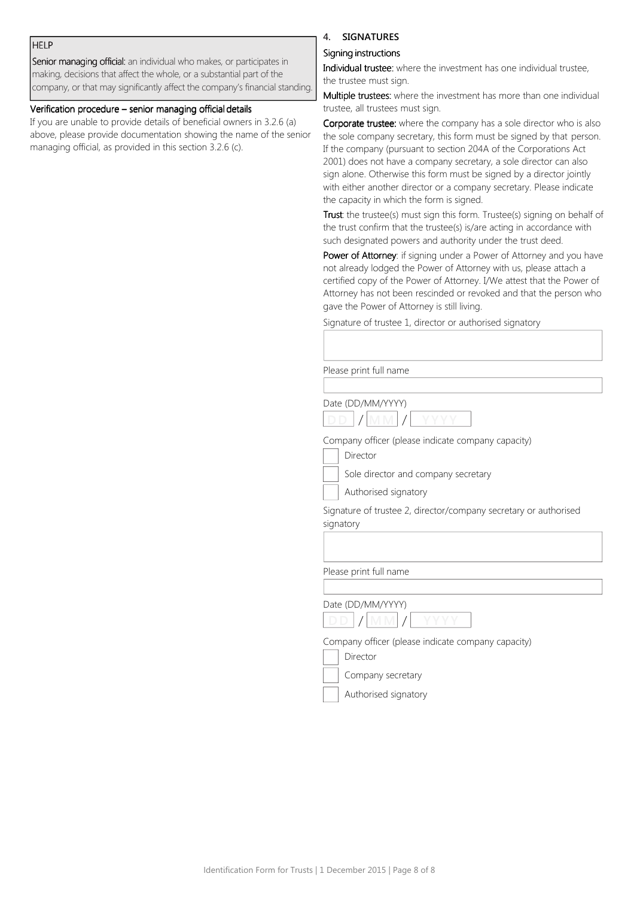**HELP**

**Senior managing official:** an individual who makes, or participates in making, decisions that affect the whole, or a substantial part of the company, or that may significantly affect the company's financial standing.

**Verification procedure – senior managing official details**

If you are unable to provide details of beneficial owners in 3.2.6 (a) above, please provide documentation showing the name of the senior managing official, as provided in this section 3.2.6 (c).

## 4. SIGNATURES

### Signing instructions

**Individual trustee:** where the investment has one individual trustee, the trustee must sign.

**Multiple trustees:** where the investment has more than one individual trustee, all trustees must sign.

**Corporate trustee:** where the company has a sole director who is also the sole company secretary, this form must be signed by that person. If the company (pursuant to section 204A of the Corporations Act 2001) does not have a company secretary, a sole director can also sign alone. Otherwise this form must be signed by a director jointly with either another director or a company secretary. Please indicate the capacity in which the form is signed.

**Trust**: the trustee(s) must sign this form. Trustee(s) signing on behalf of the trust confirm that the trustee(s) is/are acting in accordance with such designated powers and authority under the trust deed.

**Power of Attorney**: if signing under a Power of Attorney and you have not already lodged the Power of Attorney with us, please attach a certified copy of the Power of Attorney. I/We attest that the Power of Attorney has not been rescinded or revoked and that the person who gave the Power of Attorney is still living.

Signature of trustee 1, director or authorised signatory

Please print full name

Date (DD/MM/YYYY)

DD / MM / YYYY

Company officer (please indicate company capacity)

- [ ] Director
- [ ] Sole director and company secretary
- [ ] Authorised signatory

Signature of trustee 2, director/company secretary or authorised signatory

Please print full name

Date (DD/MM/YYYY)

DD / MM / YYYY

Company officer (please indicate company capacity)

- [ ] Director
- [ ] Company secretary
- [ ] Authorised signatory